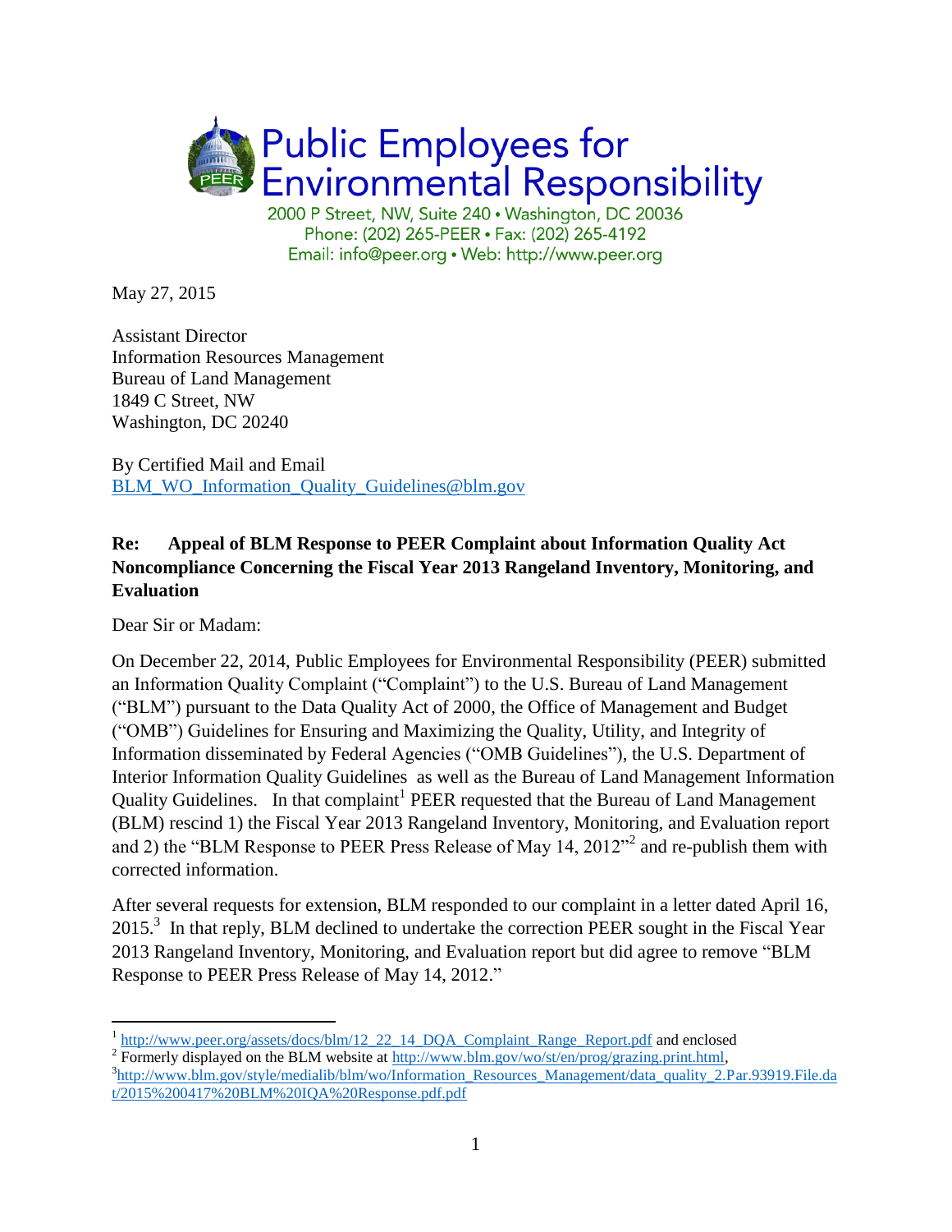# Public Employees for Environmental Responsibility

2000 P Street, NW, Suite 240 • Washington, DC 20036
Phone: (202) 265-PEER • Fax: (202) 265-4192
Email: info@peer.org • Web: http://www.peer.org

May 27, 2015

Assistant Director
Information Resources Management
Bureau of Land Management
1849 C Street, NW
Washington, DC 20240

By Certified Mail and Email
BLM_WO_Information_Quality_Guidelines@blm.gov

**Re: Appeal of BLM Response to PEER Complaint about Information Quality Act Noncompliance Concerning the Fiscal Year 2013 Rangeland Inventory, Monitoring, and Evaluation**

Dear Sir or Madam:

On December 22, 2014, Public Employees for Environmental Responsibility (PEER) submitted an Information Quality Complaint ("Complaint") to the U.S. Bureau of Land Management ("BLM") pursuant to the Data Quality Act of 2000, the Office of Management and Budget ("OMB") Guidelines for Ensuring and Maximizing the Quality, Utility, and Integrity of Information disseminated by Federal Agencies ("OMB Guidelines"), the U.S. Department of Interior Information Quality Guidelines as well as the Bureau of Land Management Information Quality Guidelines. In that complaint[1] PEER requested that the Bureau of Land Management (BLM) rescind 1) the Fiscal Year 2013 Rangeland Inventory, Monitoring, and Evaluation report and 2) the "BLM Response to PEER Press Release of May 14, 2012"[2] and re-publish them with corrected information.

After several requests for extension, BLM responded to our complaint in a letter dated April 16, 2015.[3] In that reply, BLM declined to undertake the correction PEER sought in the Fiscal Year 2013 Rangeland Inventory, Monitoring, and Evaluation report but did agree to remove "BLM Response to PEER Press Release of May 14, 2012."

---

[1] http://www.peer.org/assets/docs/blm/12_22_14_DQA_Complaint_Range_Report.pdf and enclosed

[2] Formerly displayed on the BLM website at http://www.blm.gov/wo/st/en/prog/grazing.print.html,

[3] http://www.blm.gov/style/medialib/blm/wo/Information_Resources_Management/data_quality_2.Par.93919.File.dat/2015%200417%20BLM%20IQA%20Response.pdf.pdf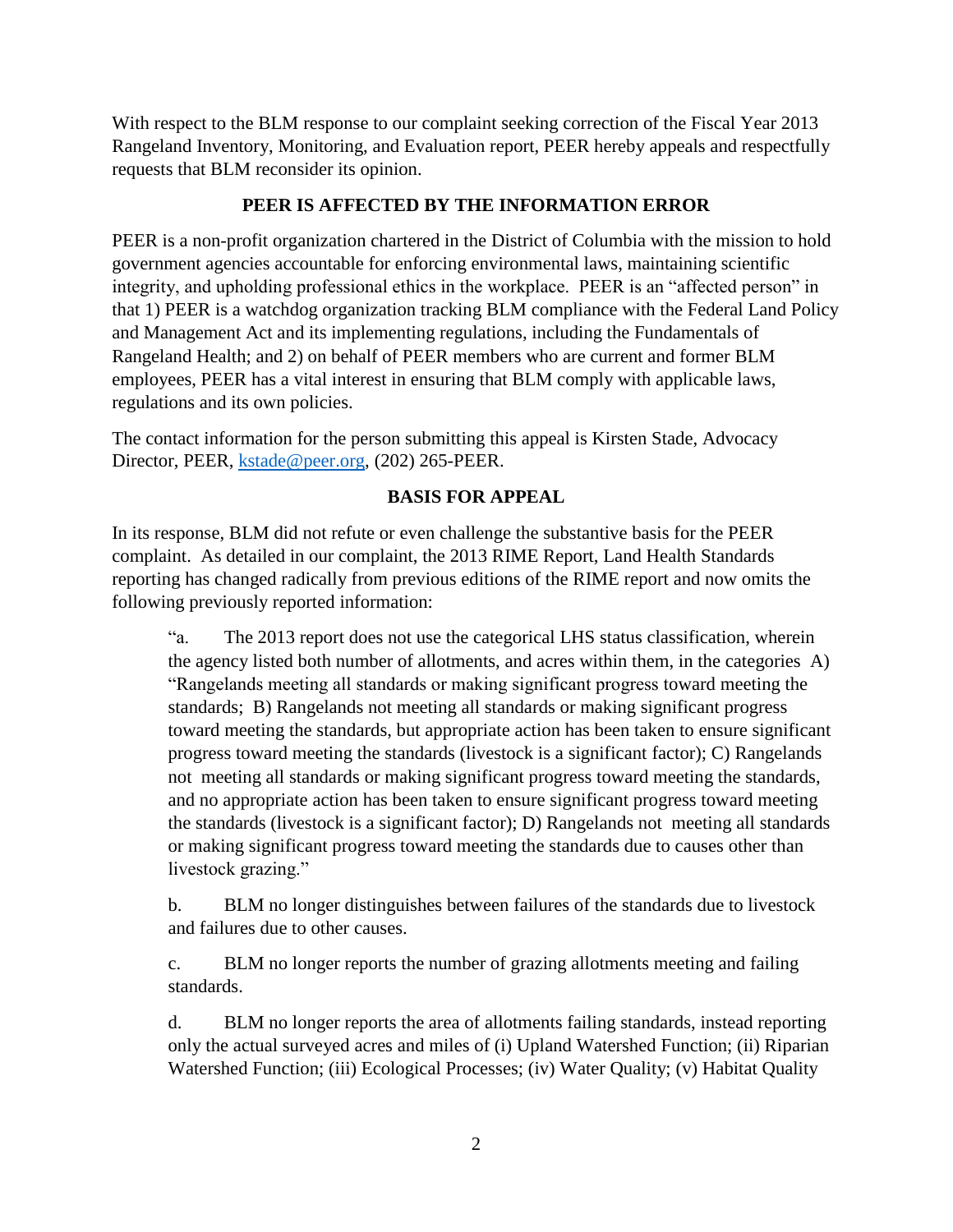With respect to the BLM response to our complaint seeking correction of the Fiscal Year 2013 Rangeland Inventory, Monitoring, and Evaluation report, PEER hereby appeals and respectfully requests that BLM reconsider its opinion.

## PEER IS AFFECTED BY THE INFORMATION ERROR

PEER is a non-profit organization chartered in the District of Columbia with the mission to hold government agencies accountable for enforcing environmental laws, maintaining scientific integrity, and upholding professional ethics in the workplace. PEER is an "affected person" in that 1) PEER is a watchdog organization tracking BLM compliance with the Federal Land Policy and Management Act and its implementing regulations, including the Fundamentals of Rangeland Health; and 2) on behalf of PEER members who are current and former BLM employees, PEER has a vital interest in ensuring that BLM comply with applicable laws, regulations and its own policies.

The contact information for the person submitting this appeal is Kirsten Stade, Advocacy Director, PEER, kstade@peer.org, (202) 265-PEER.

## BASIS FOR APPEAL

In its response, BLM did not refute or even challenge the substantive basis for the PEER complaint. As detailed in our complaint, the 2013 RIME Report, Land Health Standards reporting has changed radically from previous editions of the RIME report and now omits the following previously reported information:

> "a. The 2013 report does not use the categorical LHS status classification, wherein the agency listed both number of allotments, and acres within them, in the categories A) "Rangelands meeting all standards or making significant progress toward meeting the standards; B) Rangelands not meeting all standards or making significant progress toward meeting the standards, but appropriate action has been taken to ensure significant progress toward meeting the standards (livestock is a significant factor); C) Rangelands not meeting all standards or making significant progress toward meeting the standards, and no appropriate action has been taken to ensure significant progress toward meeting the standards (livestock is a significant factor); D) Rangelands not meeting all standards or making significant progress toward meeting the standards due to causes other than livestock grazing."
>
> b. BLM no longer distinguishes between failures of the standards due to livestock and failures due to other causes.
>
> c. BLM no longer reports the number of grazing allotments meeting and failing standards.
>
> d. BLM no longer reports the area of allotments failing standards, instead reporting only the actual surveyed acres and miles of (i) Upland Watershed Function; (ii) Riparian Watershed Function; (iii) Ecological Processes; (iv) Water Quality; (v) Habitat Quality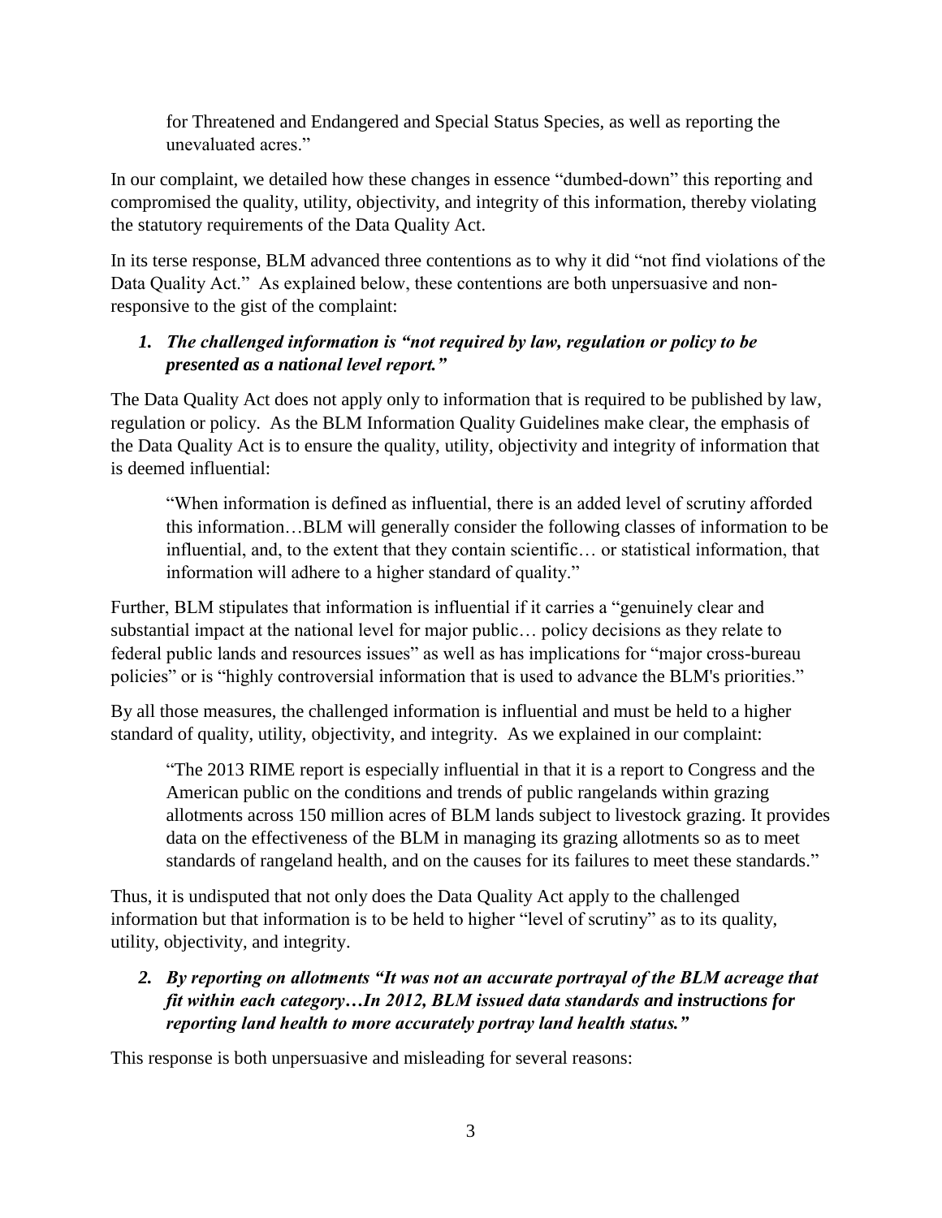> for Threatened and Endangered and Special Status Species, as well as reporting the unevaluated acres."

In our complaint, we detailed how these changes in essence "dumbed-down" this reporting and compromised the quality, utility, objectivity, and integrity of this information, thereby violating the statutory requirements of the Data Quality Act.

In its terse response, BLM advanced three contentions as to why it did "not find violations of the Data Quality Act." As explained below, these contentions are both unpersuasive and non-responsive to the gist of the complaint:

1. ***The challenged information is "not required by law, regulation or policy to be presented as a national level report."***

The Data Quality Act does not apply only to information that is required to be published by law, regulation or policy. As the BLM Information Quality Guidelines make clear, the emphasis of the Data Quality Act is to ensure the quality, utility, objectivity and integrity of information that is deemed influential:

> "When information is defined as influential, there is an added level of scrutiny afforded this information…BLM will generally consider the following classes of information to be influential, and, to the extent that they contain scientific… or statistical information, that information will adhere to a higher standard of quality."

Further, BLM stipulates that information is influential if it carries a "genuinely clear and substantial impact at the national level for major public… policy decisions as they relate to federal public lands and resources issues" as well as has implications for "major cross-bureau policies" or is "highly controversial information that is used to advance the BLM's priorities."

By all those measures, the challenged information is influential and must be held to a higher standard of quality, utility, objectivity, and integrity. As we explained in our complaint:

> "The 2013 RIME report is especially influential in that it is a report to Congress and the American public on the conditions and trends of public rangelands within grazing allotments across 150 million acres of BLM lands subject to livestock grazing. It provides data on the effectiveness of the BLM in managing its grazing allotments so as to meet standards of rangeland health, and on the causes for its failures to meet these standards."

Thus, it is undisputed that not only does the Data Quality Act apply to the challenged information but that information is to be held to higher "level of scrutiny" as to its quality, utility, objectivity, and integrity.

2. ***By reporting on allotments "It was not an accurate portrayal of the BLM acreage that fit within each category…In 2012, BLM issued data standards and instructions for reporting land health to more accurately portray land health status."***

This response is both unpersuasive and misleading for several reasons: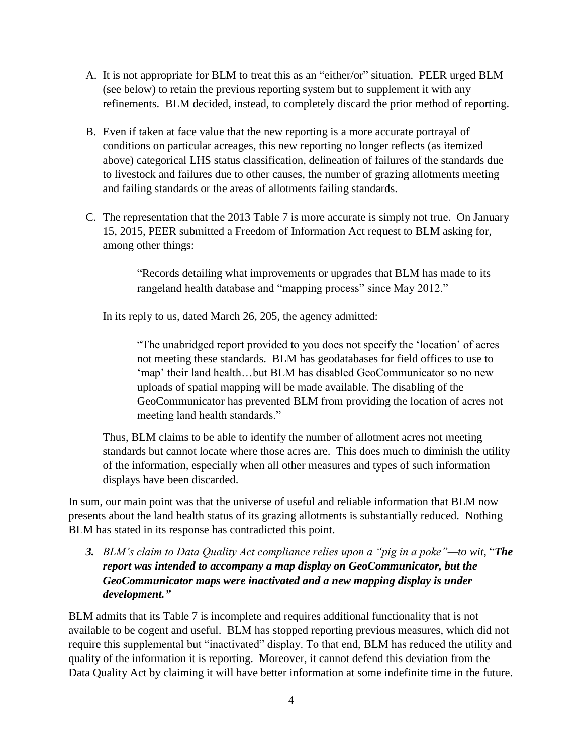A. It is not appropriate for BLM to treat this as an "either/or" situation. PEER urged BLM (see below) to retain the previous reporting system but to supplement it with any refinements. BLM decided, instead, to completely discard the prior method of reporting.

B. Even if taken at face value that the new reporting is a more accurate portrayal of conditions on particular acreages, this new reporting no longer reflects (as itemized above) categorical LHS status classification, delineation of failures of the standards due to livestock and failures due to other causes, the number of grazing allotments meeting and failing standards or the areas of allotments failing standards.

C. The representation that the 2013 Table 7 is more accurate is simply not true. On January 15, 2015, PEER submitted a Freedom of Information Act request to BLM asking for, among other things:

> "Records detailing what improvements or upgrades that BLM has made to its rangeland health database and "mapping process" since May 2012."

In its reply to us, dated March 26, 205, the agency admitted:

> "The unabridged report provided to you does not specify the 'location' of acres not meeting these standards. BLM has geodatabases for field offices to use to 'map' their land health…but BLM has disabled GeoCommunicator so no new uploads of spatial mapping will be made available. The disabling of the GeoCommunicator has prevented BLM from providing the location of acres not meeting land health standards."

Thus, BLM claims to be able to identify the number of allotment acres not meeting standards but cannot locate where those acres are. This does much to diminish the utility of the information, especially when all other measures and types of such information displays have been discarded.

In sum, our main point was that the universe of useful and reliable information that BLM now presents about the land health status of its grazing allotments is substantially reduced. Nothing BLM has stated in its response has contradicted this point.

### ***3.*** *BLM's claim to Data Quality Act compliance relies upon a "pig in a poke"—to wit,* "***The report was intended to accompany a map display on GeoCommunicator, but the GeoCommunicator maps were inactivated and a new mapping display is under development.***"

BLM admits that its Table 7 is incomplete and requires additional functionality that is not available to be cogent and useful. BLM has stopped reporting previous measures, which did not require this supplemental but "inactivated" display. To that end, BLM has reduced the utility and quality of the information it is reporting. Moreover, it cannot defend this deviation from the Data Quality Act by claiming it will have better information at some indefinite time in the future.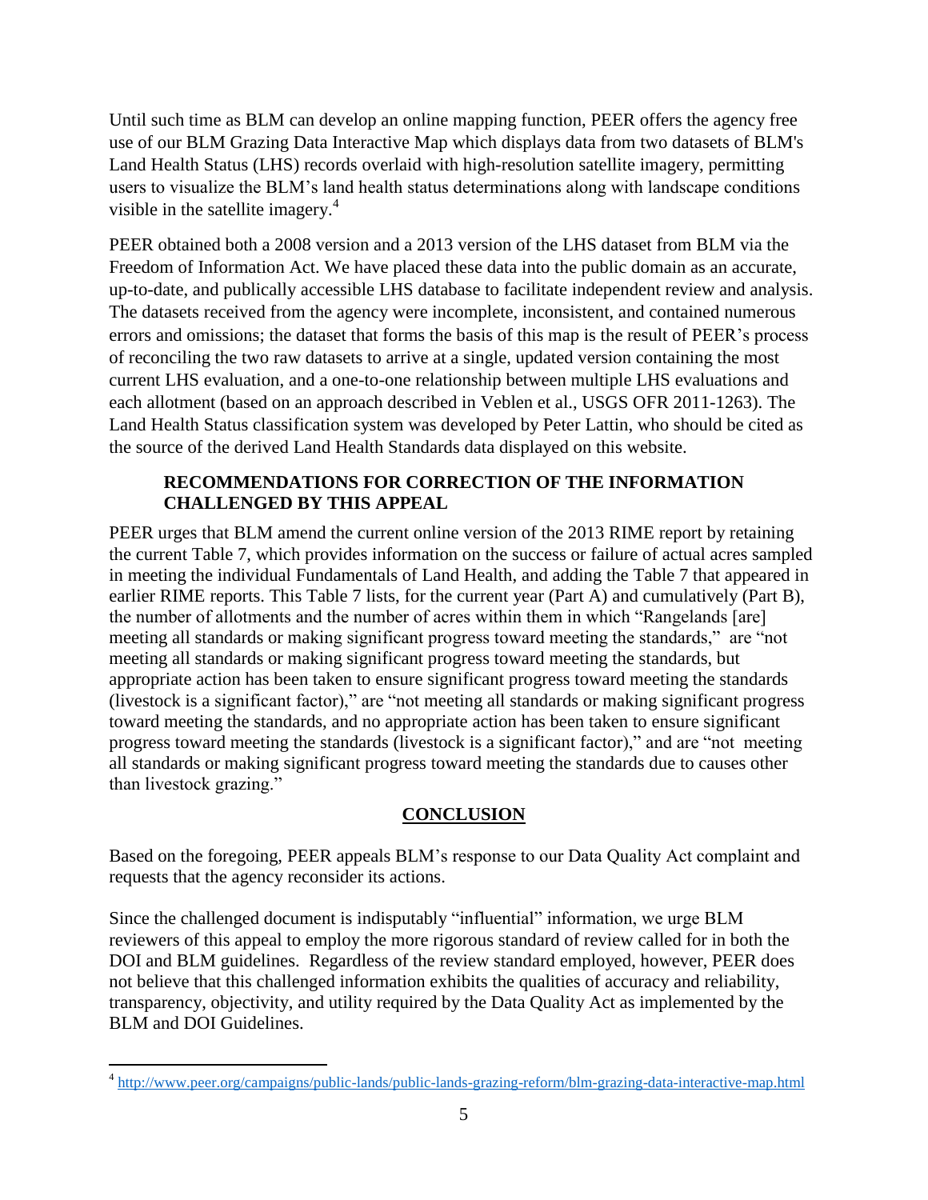Until such time as BLM can develop an online mapping function, PEER offers the agency free use of our BLM Grazing Data Interactive Map which displays data from two datasets of BLM's Land Health Status (LHS) records overlaid with high-resolution satellite imagery, permitting users to visualize the BLM's land health status determinations along with landscape conditions visible in the satellite imagery.[4]

PEER obtained both a 2008 version and a 2013 version of the LHS dataset from BLM via the Freedom of Information Act. We have placed these data into the public domain as an accurate, up-to-date, and publically accessible LHS database to facilitate independent review and analysis. The datasets received from the agency were incomplete, inconsistent, and contained numerous errors and omissions; the dataset that forms the basis of this map is the result of PEER's process of reconciling the two raw datasets to arrive at a single, updated version containing the most current LHS evaluation, and a one-to-one relationship between multiple LHS evaluations and each allotment (based on an approach described in Veblen et al., USGS OFR 2011-1263). The Land Health Status classification system was developed by Peter Lattin, who should be cited as the source of the derived Land Health Standards data displayed on this website.

### RECOMMENDATIONS FOR CORRECTION OF THE INFORMATION CHALLENGED BY THIS APPEAL

PEER urges that BLM amend the current online version of the 2013 RIME report by retaining the current Table 7, which provides information on the success or failure of actual acres sampled in meeting the individual Fundamentals of Land Health, and adding the Table 7 that appeared in earlier RIME reports. This Table 7 lists, for the current year (Part A) and cumulatively (Part B), the number of allotments and the number of acres within them in which "Rangelands [are] meeting all standards or making significant progress toward meeting the standards," are "not meeting all standards or making significant progress toward meeting the standards, but appropriate action has been taken to ensure significant progress toward meeting the standards (livestock is a significant factor)," are "not meeting all standards or making significant progress toward meeting the standards, and no appropriate action has been taken to ensure significant progress toward meeting the standards (livestock is a significant factor)," and are "not meeting all standards or making significant progress toward meeting the standards due to causes other than livestock grazing."

## CONCLUSION

Based on the foregoing, PEER appeals BLM's response to our Data Quality Act complaint and requests that the agency reconsider its actions.

Since the challenged document is indisputably "influential" information, we urge BLM reviewers of this appeal to employ the more rigorous standard of review called for in both the DOI and BLM guidelines. Regardless of the review standard employed, however, PEER does not believe that this challenged information exhibits the qualities of accuracy and reliability, transparency, objectivity, and utility required by the Data Quality Act as implemented by the BLM and DOI Guidelines.

---

[4] http://www.peer.org/campaigns/public-lands/public-lands-grazing-reform/blm-grazing-data-interactive-map.html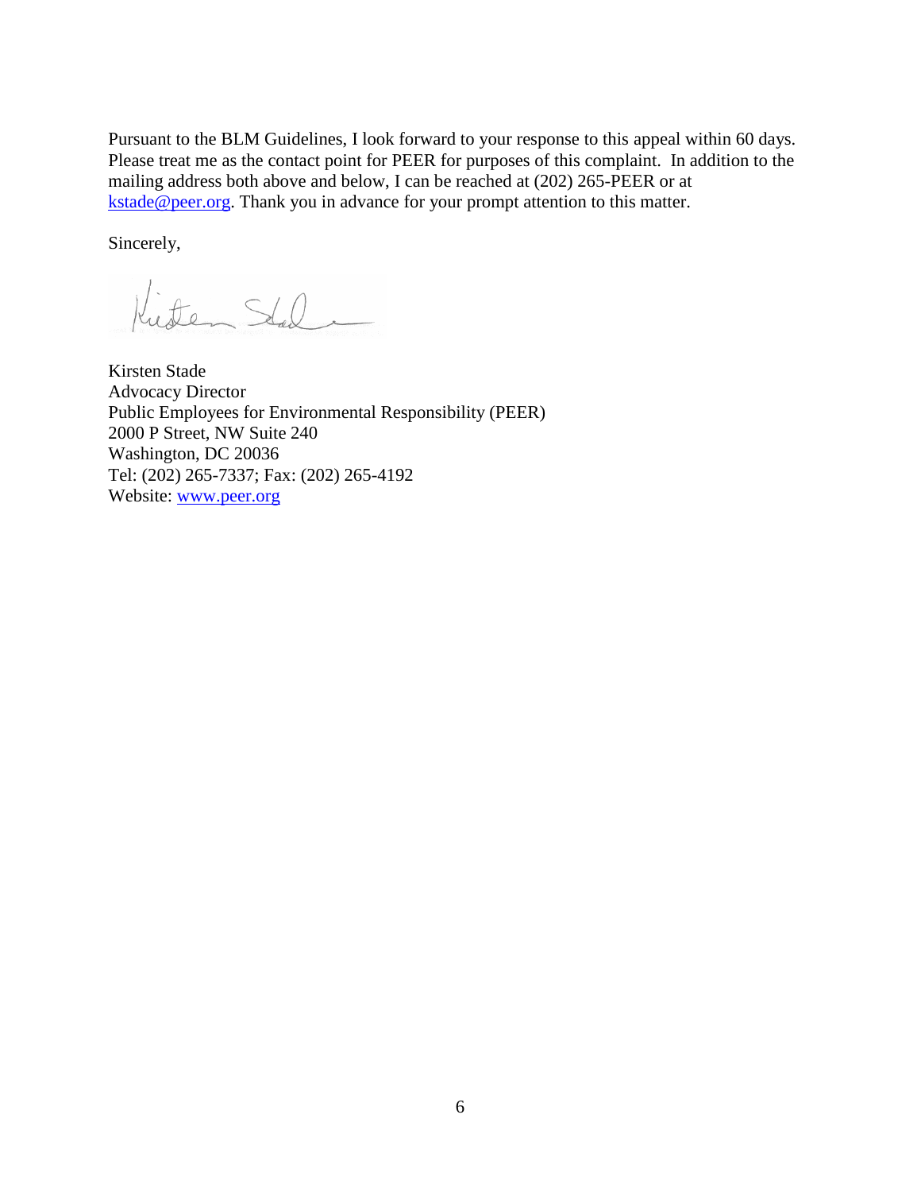Pursuant to the BLM Guidelines, I look forward to your response to this appeal within 60 days. Please treat me as the contact point for PEER for purposes of this complaint. In addition to the mailing address both above and below, I can be reached at (202) 265-PEER or at kstade@peer.org. Thank you in advance for your prompt attention to this matter.

Sincerely,

Kirsten Stade  
Advocacy Director  
Public Employees for Environmental Responsibility (PEER)  
2000 P Street, NW Suite 240  
Washington, DC 20036  
Tel: (202) 265-7337; Fax: (202) 265-4192  
Website: www.peer.org